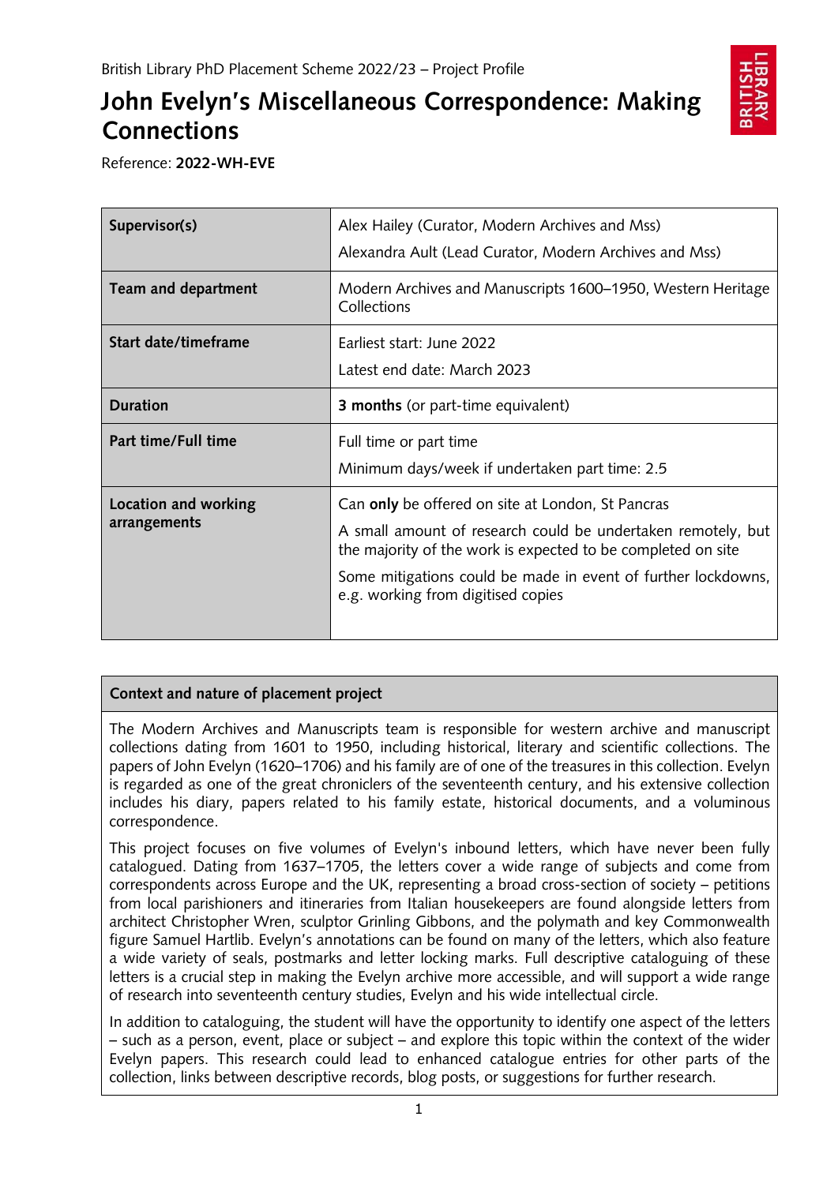British Library PhD Placement Scheme 2022/23 – Project Profile

# John Evelyn's Miscellaneous Correspondence: Making Connections

Reference: **2022-WH-EVE**

| | |
|---|---|
| **Supervisor(s)** | Alex Hailey (Curator, Modern Archives and Mss)<br>Alexandra Ault (Lead Curator, Modern Archives and Mss) |
| **Team and department** | Modern Archives and Manuscripts 1600–1950, Western Heritage Collections |
| **Start date/timeframe** | Earliest start: June 2022<br>Latest end date: March 2023 |
| **Duration** | **3 months** (or part-time equivalent) |
| **Part time/Full time** | Full time or part time<br>Minimum days/week if undertaken part time: 2.5 |
| **Location and working arrangements** | Can **only** be offered on site at London, St Pancras<br>A small amount of research could be undertaken remotely, but the majority of the work is expected to be completed on site<br>Some mitigations could be made in event of further lockdowns, e.g. working from digitised copies |

## Context and nature of placement project

The Modern Archives and Manuscripts team is responsible for western archive and manuscript collections dating from 1601 to 1950, including historical, literary and scientific collections. The papers of John Evelyn (1620–1706) and his family are of one of the treasures in this collection. Evelyn is regarded as one of the great chroniclers of the seventeenth century, and his extensive collection includes his diary, papers related to his family estate, historical documents, and a voluminous correspondence.

This project focuses on five volumes of Evelyn's inbound letters, which have never been fully catalogued. Dating from 1637–1705, the letters cover a wide range of subjects and come from correspondents across Europe and the UK, representing a broad cross-section of society – petitions from local parishioners and itineraries from Italian housekeepers are found alongside letters from architect Christopher Wren, sculptor Grinling Gibbons, and the polymath and key Commonwealth figure Samuel Hartlib. Evelyn's annotations can be found on many of the letters, which also feature a wide variety of seals, postmarks and letter locking marks. Full descriptive cataloguing of these letters is a crucial step in making the Evelyn archive more accessible, and will support a wide range of research into seventeenth century studies, Evelyn and his wide intellectual circle.

In addition to cataloguing, the student will have the opportunity to identify one aspect of the letters – such as a person, event, place or subject – and explore this topic within the context of the wider Evelyn papers. This research could lead to enhanced catalogue entries for other parts of the collection, links between descriptive records, blog posts, or suggestions for further research.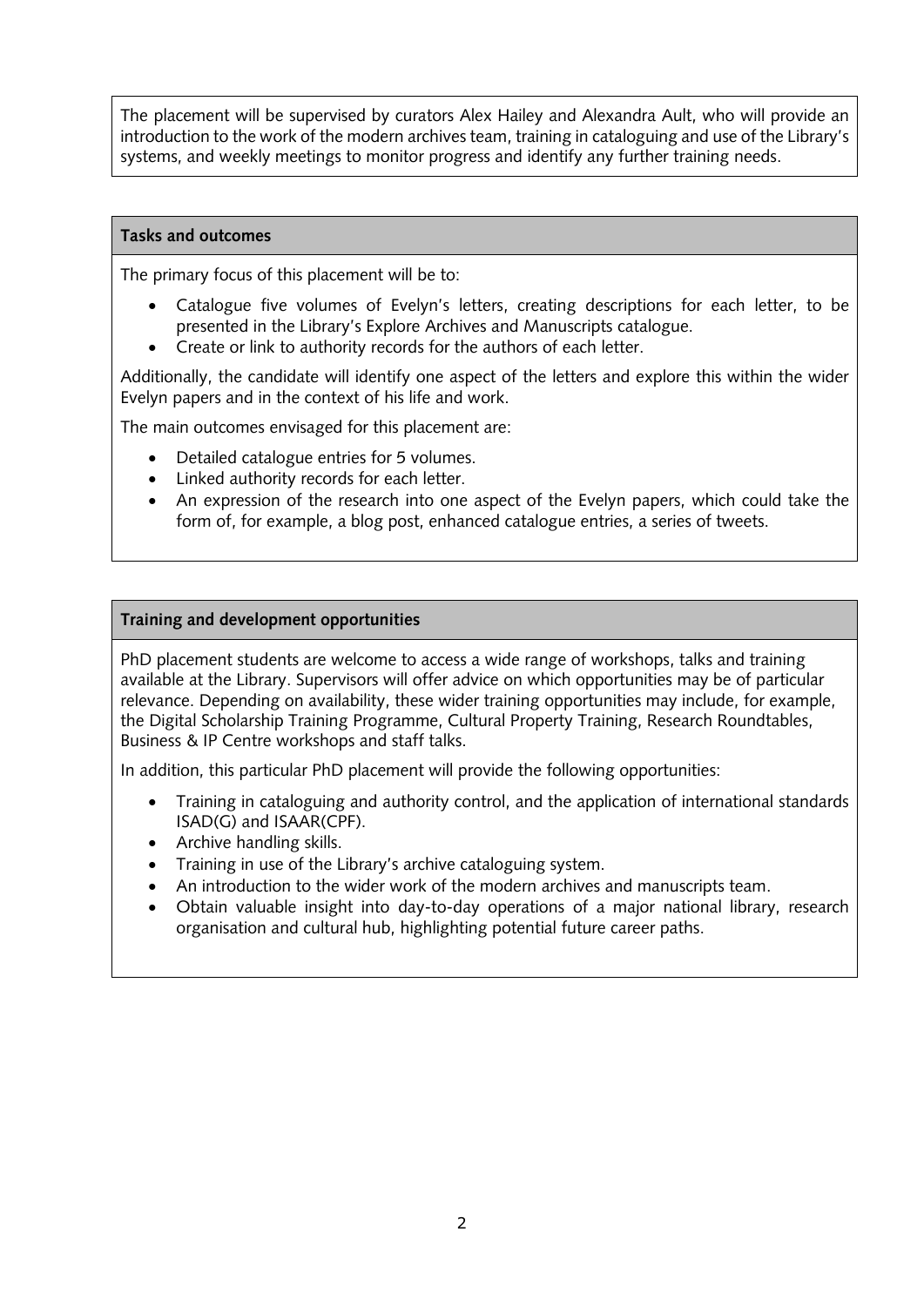The placement will be supervised by curators Alex Hailey and Alexandra Ault, who will provide an introduction to the work of the modern archives team, training in cataloguing and use of the Library's systems, and weekly meetings to monitor progress and identify any further training needs.

## Tasks and outcomes

The primary focus of this placement will be to:

- Catalogue five volumes of Evelyn's letters, creating descriptions for each letter, to be presented in the Library's Explore Archives and Manuscripts catalogue.
- Create or link to authority records for the authors of each letter.

Additionally, the candidate will identify one aspect of the letters and explore this within the wider Evelyn papers and in the context of his life and work.

The main outcomes envisaged for this placement are:

- Detailed catalogue entries for 5 volumes.
- Linked authority records for each letter.
- An expression of the research into one aspect of the Evelyn papers, which could take the form of, for example, a blog post, enhanced catalogue entries, a series of tweets.

## Training and development opportunities

PhD placement students are welcome to access a wide range of workshops, talks and training available at the Library. Supervisors will offer advice on which opportunities may be of particular relevance. Depending on availability, these wider training opportunities may include, for example, the Digital Scholarship Training Programme, Cultural Property Training, Research Roundtables, Business & IP Centre workshops and staff talks.

In addition, this particular PhD placement will provide the following opportunities:

- Training in cataloguing and authority control, and the application of international standards ISAD(G) and ISAAR(CPF).
- Archive handling skills.
- Training in use of the Library's archive cataloguing system.
- An introduction to the wider work of the modern archives and manuscripts team.
- Obtain valuable insight into day-to-day operations of a major national library, research organisation and cultural hub, highlighting potential future career paths.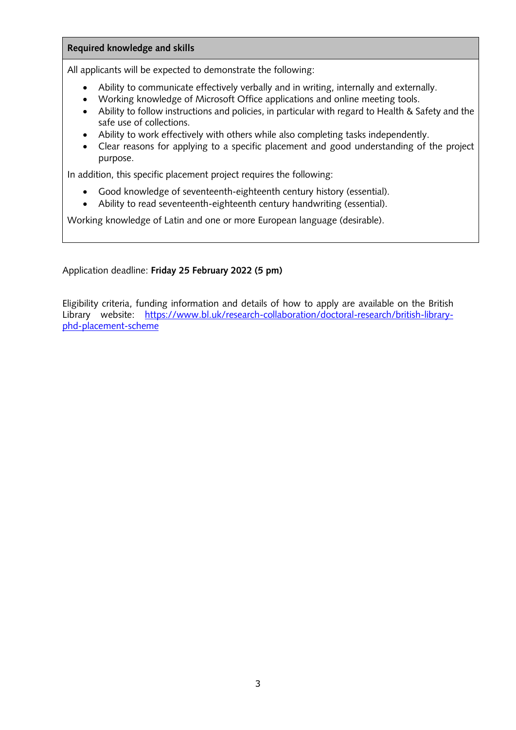**Required knowledge and skills**

All applicants will be expected to demonstrate the following:

- Ability to communicate effectively verbally and in writing, internally and externally.
- Working knowledge of Microsoft Office applications and online meeting tools.
- Ability to follow instructions and policies, in particular with regard to Health & Safety and the safe use of collections.
- Ability to work effectively with others while also completing tasks independently.
- Clear reasons for applying to a specific placement and good understanding of the project purpose.

In addition, this specific placement project requires the following:

- Good knowledge of seventeenth-eighteenth century history (essential).
- Ability to read seventeenth-eighteenth century handwriting (essential).

Working knowledge of Latin and one or more European language (desirable).

Application deadline: **Friday 25 February 2022 (5 pm)**

Eligibility criteria, funding information and details of how to apply are available on the British Library website: https://www.bl.uk/research-collaboration/doctoral-research/british-library-phd-placement-scheme